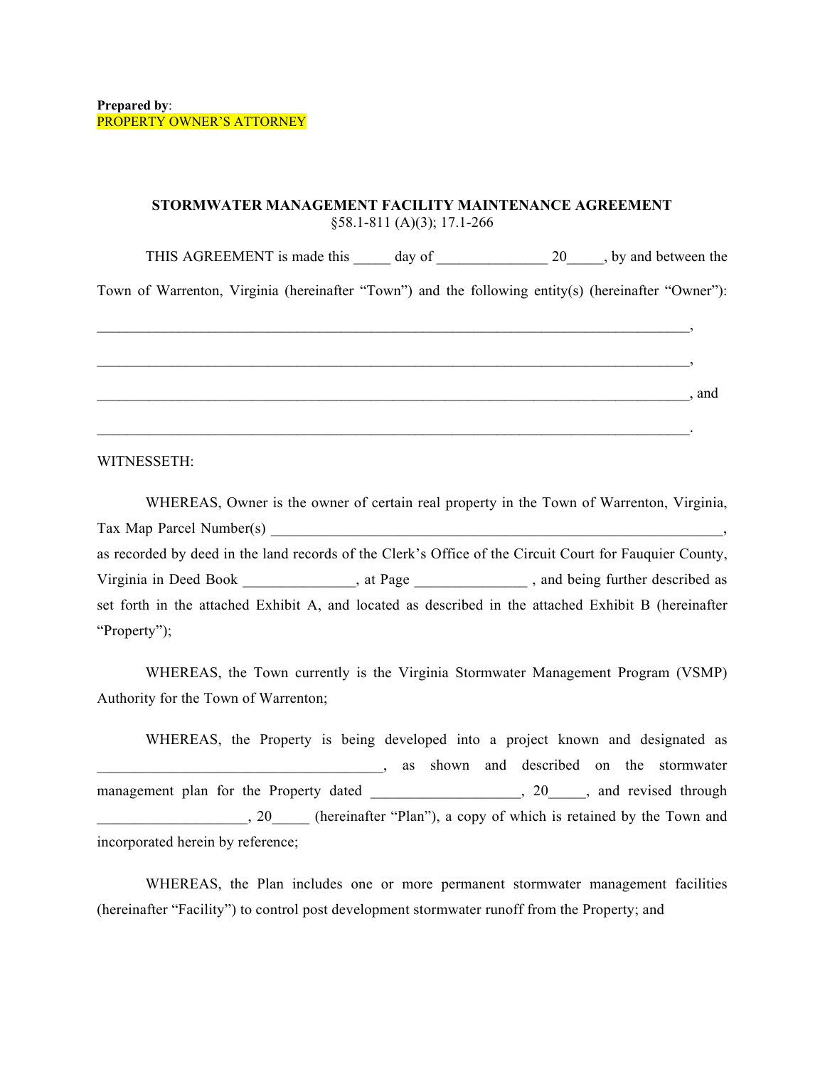**Prepared by**:
PROPERTY OWNER'S ATTORNEY

**STORMWATER MANAGEMENT FACILITY MAINTENANCE AGREEMENT**
§58.1-811 (A)(3); 17.1-266

THIS AGREEMENT is made this _____ day of _______________ 20_____, by and between the Town of Warrenton, Virginia (hereinafter "Town") and the following entity(s) (hereinafter "Owner"):

_____________________________________________________________________________,

_____________________________________________________________________________,

_____________________________________________________________________________, and

_____________________________________________________________________________.

WITNESSETH:

WHEREAS, Owner is the owner of certain real property in the Town of Warrenton, Virginia, Tax Map Parcel Number(s) _______________________________________________________________, as recorded by deed in the land records of the Clerk's Office of the Circuit Court for Fauquier County, Virginia in Deed Book _______________, at Page _______________ , and being further described as set forth in the attached Exhibit A, and located as described in the attached Exhibit B (hereinafter "Property");

WHEREAS, the Town currently is the Virginia Stormwater Management Program (VSMP) Authority for the Town of Warrenton;

WHEREAS, the Property is being developed into a project known and designated as _______________________________________, as shown and described on the stormwater management plan for the Property dated ____________________, 20_____, and revised through ____________________, 20_____ (hereinafter "Plan"), a copy of which is retained by the Town and incorporated herein by reference;

WHEREAS, the Plan includes one or more permanent stormwater management facilities (hereinafter "Facility") to control post development stormwater runoff from the Property; and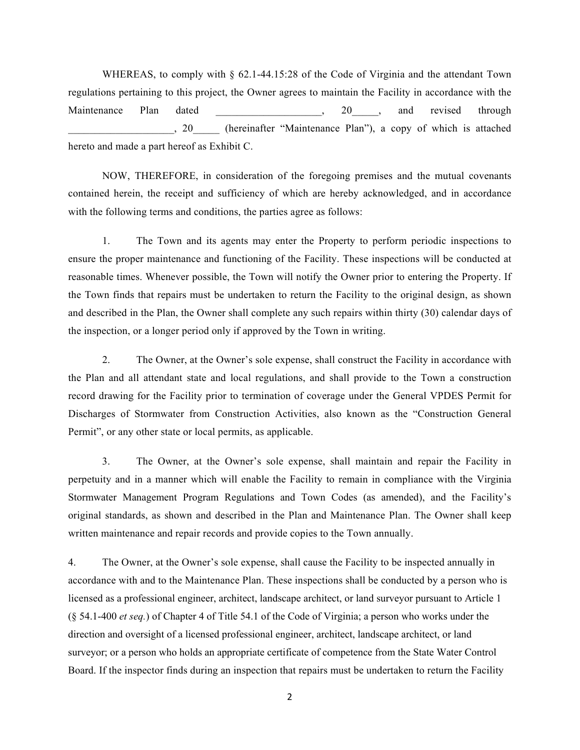WHEREAS, to comply with § 62.1-44.15:28 of the Code of Virginia and the attendant Town regulations pertaining to this project, the Owner agrees to maintain the Facility in accordance with the Maintenance Plan dated ___________________, 20_____, and revised through ___________________, 20_____ (hereinafter "Maintenance Plan"), a copy of which is attached hereto and made a part hereof as Exhibit C.

NOW, THEREFORE, in consideration of the foregoing premises and the mutual covenants contained herein, the receipt and sufficiency of which are hereby acknowledged, and in accordance with the following terms and conditions, the parties agree as follows:

1. The Town and its agents may enter the Property to perform periodic inspections to ensure the proper maintenance and functioning of the Facility. These inspections will be conducted at reasonable times. Whenever possible, the Town will notify the Owner prior to entering the Property. If the Town finds that repairs must be undertaken to return the Facility to the original design, as shown and described in the Plan, the Owner shall complete any such repairs within thirty (30) calendar days of the inspection, or a longer period only if approved by the Town in writing.

2. The Owner, at the Owner's sole expense, shall construct the Facility in accordance with the Plan and all attendant state and local regulations, and shall provide to the Town a construction record drawing for the Facility prior to termination of coverage under the General VPDES Permit for Discharges of Stormwater from Construction Activities, also known as the "Construction General Permit", or any other state or local permits, as applicable.

3. The Owner, at the Owner's sole expense, shall maintain and repair the Facility in perpetuity and in a manner which will enable the Facility to remain in compliance with the Virginia Stormwater Management Program Regulations and Town Codes (as amended), and the Facility's original standards, as shown and described in the Plan and Maintenance Plan. The Owner shall keep written maintenance and repair records and provide copies to the Town annually.

4. The Owner, at the Owner's sole expense, shall cause the Facility to be inspected annually in accordance with and to the Maintenance Plan. These inspections shall be conducted by a person who is licensed as a professional engineer, architect, landscape architect, or land surveyor pursuant to Article 1 (§ 54.1-400 *et seq.*) of Chapter 4 of Title 54.1 of the Code of Virginia; a person who works under the direction and oversight of a licensed professional engineer, architect, landscape architect, or land surveyor; or a person who holds an appropriate certificate of competence from the State Water Control Board. If the inspector finds during an inspection that repairs must be undertaken to return the Facility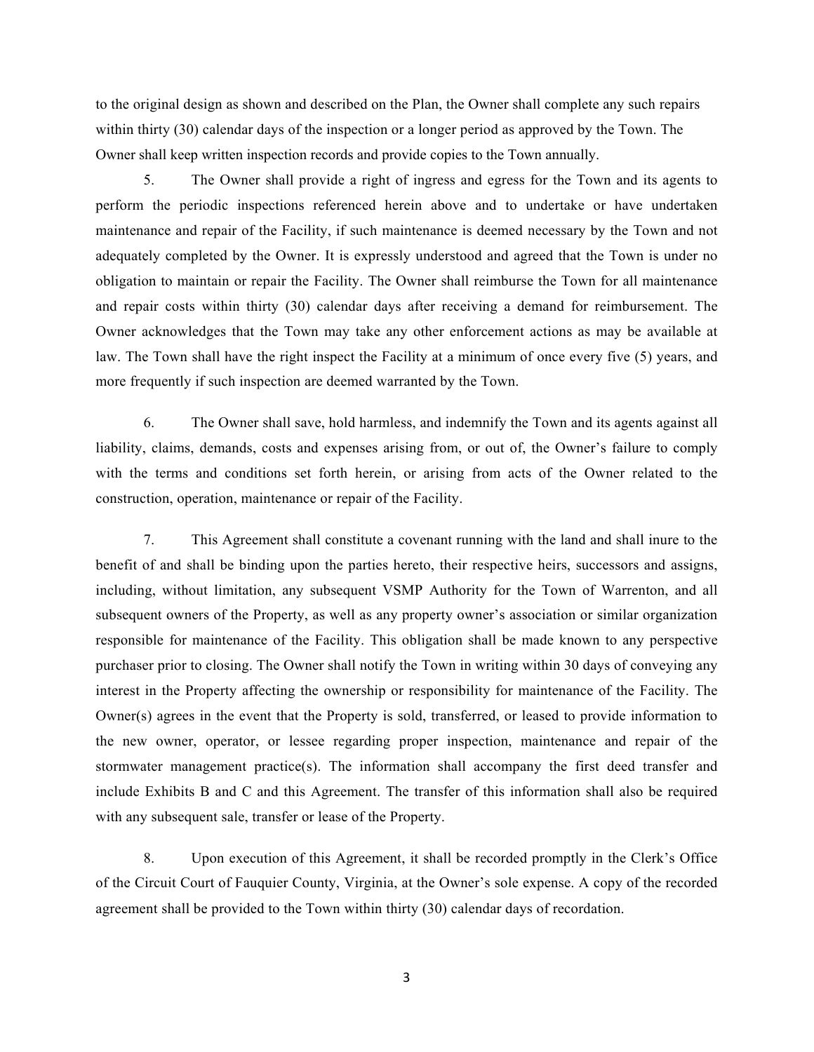to the original design as shown and described on the Plan, the Owner shall complete any such repairs within thirty (30) calendar days of the inspection or a longer period as approved by the Town. The Owner shall keep written inspection records and provide copies to the Town annually.

5. The Owner shall provide a right of ingress and egress for the Town and its agents to perform the periodic inspections referenced herein above and to undertake or have undertaken maintenance and repair of the Facility, if such maintenance is deemed necessary by the Town and not adequately completed by the Owner. It is expressly understood and agreed that the Town is under no obligation to maintain or repair the Facility. The Owner shall reimburse the Town for all maintenance and repair costs within thirty (30) calendar days after receiving a demand for reimbursement. The Owner acknowledges that the Town may take any other enforcement actions as may be available at law. The Town shall have the right inspect the Facility at a minimum of once every five (5) years, and more frequently if such inspection are deemed warranted by the Town.

6. The Owner shall save, hold harmless, and indemnify the Town and its agents against all liability, claims, demands, costs and expenses arising from, or out of, the Owner's failure to comply with the terms and conditions set forth herein, or arising from acts of the Owner related to the construction, operation, maintenance or repair of the Facility.

7. This Agreement shall constitute a covenant running with the land and shall inure to the benefit of and shall be binding upon the parties hereto, their respective heirs, successors and assigns, including, without limitation, any subsequent VSMP Authority for the Town of Warrenton, and all subsequent owners of the Property, as well as any property owner's association or similar organization responsible for maintenance of the Facility. This obligation shall be made known to any perspective purchaser prior to closing. The Owner shall notify the Town in writing within 30 days of conveying any interest in the Property affecting the ownership or responsibility for maintenance of the Facility. The Owner(s) agrees in the event that the Property is sold, transferred, or leased to provide information to the new owner, operator, or lessee regarding proper inspection, maintenance and repair of the stormwater management practice(s). The information shall accompany the first deed transfer and include Exhibits B and C and this Agreement. The transfer of this information shall also be required with any subsequent sale, transfer or lease of the Property.

8. Upon execution of this Agreement, it shall be recorded promptly in the Clerk's Office of the Circuit Court of Fauquier County, Virginia, at the Owner's sole expense. A copy of the recorded agreement shall be provided to the Town within thirty (30) calendar days of recordation.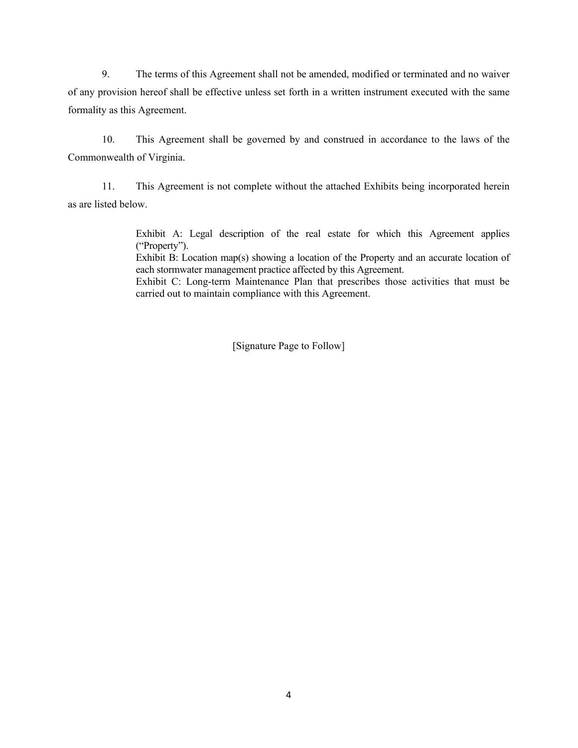9. The terms of this Agreement shall not be amended, modified or terminated and no waiver of any provision hereof shall be effective unless set forth in a written instrument executed with the same formality as this Agreement.

10. This Agreement shall be governed by and construed in accordance to the laws of the Commonwealth of Virginia.

11. This Agreement is not complete without the attached Exhibits being incorporated herein as are listed below.

> Exhibit A: Legal description of the real estate for which this Agreement applies ("Property").
> Exhibit B: Location map(s) showing a location of the Property and an accurate location of each stormwater management practice affected by this Agreement.
> Exhibit C: Long-term Maintenance Plan that prescribes those activities that must be carried out to maintain compliance with this Agreement.

[Signature Page to Follow]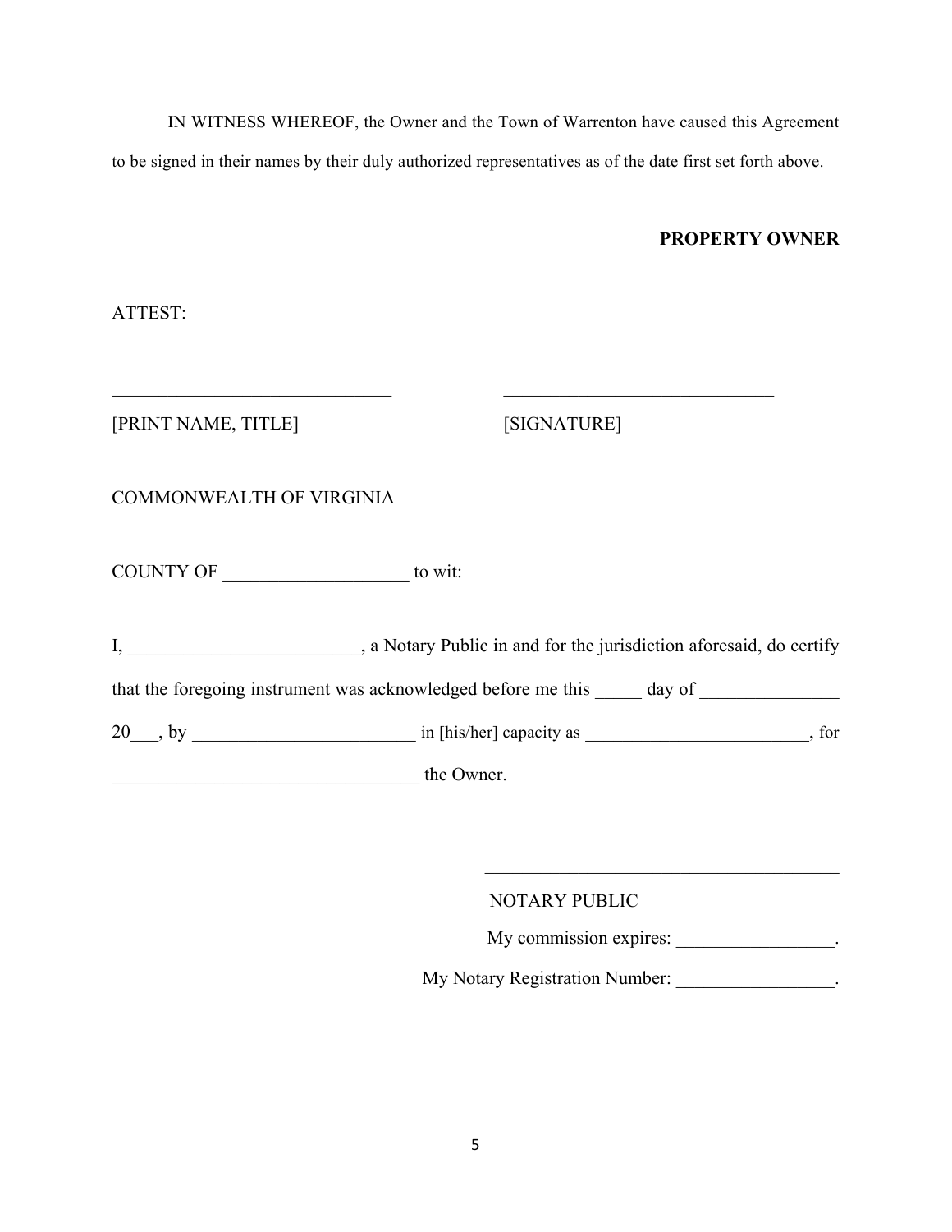IN WITNESS WHEREOF, the Owner and the Town of Warrenton have caused this Agreement to be signed in their names by their duly authorized representatives as of the date first set forth above.

**PROPERTY OWNER**

ATTEST:

______________________________ ______________________________

[PRINT NAME, TITLE] [SIGNATURE]

COMMONWEALTH OF VIRGINIA

COUNTY OF ____________________ to wit:

I, _________________________, a Notary Public in and for the jurisdiction aforesaid, do certify that the foregoing instrument was acknowledged before me this _____ day of _______________ 20___, by ________________________ in [his/her] capacity as ________________________, for ________________________________ the Owner.

______________________________________

NOTARY PUBLIC

My commission expires: _________________.

My Notary Registration Number: _________________.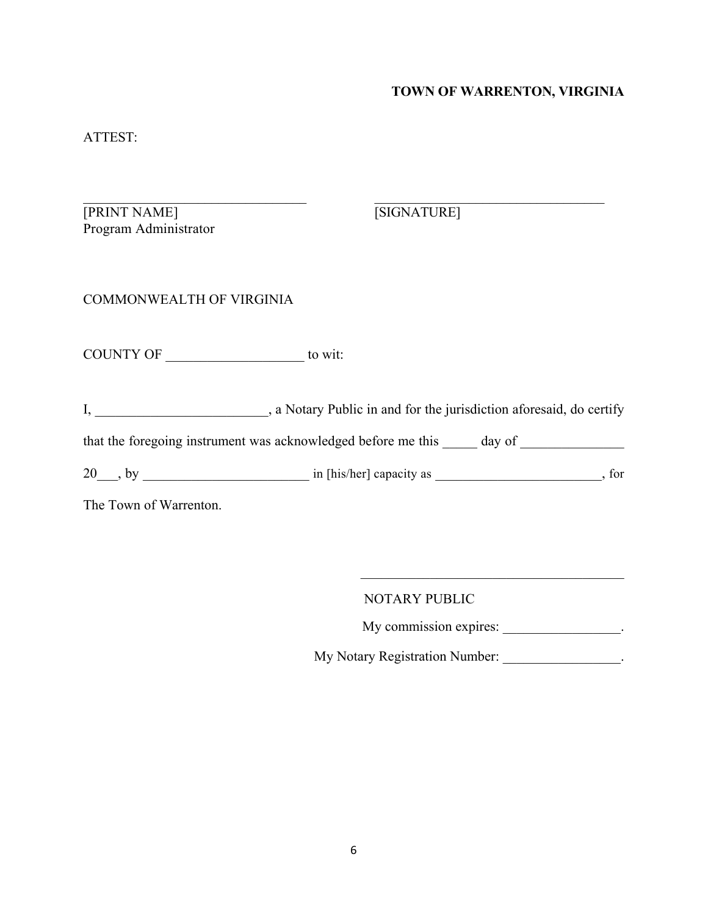**TOWN OF WARRENTON, VIRGINIA**

ATTEST:

\_\_\_\_\_\_\_\_\_\_\_\_\_\_\_\_\_\_\_\_\_\_\_\_\_\_\_\_\_\_\_\_\_ \_\_\_\_\_\_\_\_\_\_\_\_\_\_\_\_\_\_\_\_\_\_\_\_\_\_\_\_\_\_\_\_\_\_
[PRINT NAME] [SIGNATURE]
Program Administrator

COMMONWEALTH OF VIRGINIA

COUNTY OF \_\_\_\_\_\_\_\_\_\_\_\_\_\_\_\_\_\_\_\_ to wit:

I, \_\_\_\_\_\_\_\_\_\_\_\_\_\_\_\_\_\_\_\_\_\_\_\_\_, a Notary Public in and for the jurisdiction aforesaid, do certify that the foregoing instrument was acknowledged before me this \_\_\_\_\_ day of \_\_\_\_\_\_\_\_\_\_\_\_\_\_\_ 20\_\_\_, by \_\_\_\_\_\_\_\_\_\_\_\_\_\_\_\_\_\_\_\_\_\_\_\_\_ in [his/her] capacity as \_\_\_\_\_\_\_\_\_\_\_\_\_\_\_\_\_\_\_\_\_\_\_\_\_, for The Town of Warrenton.

\_\_\_\_\_\_\_\_\_\_\_\_\_\_\_\_\_\_\_\_\_\_\_\_\_\_\_\_\_\_\_\_\_\_\_\_\_\_\_

NOTARY PUBLIC

My commission expires: \_\_\_\_\_\_\_\_\_\_\_\_\_\_\_\_\_.

My Notary Registration Number: \_\_\_\_\_\_\_\_\_\_\_\_\_\_\_\_\_.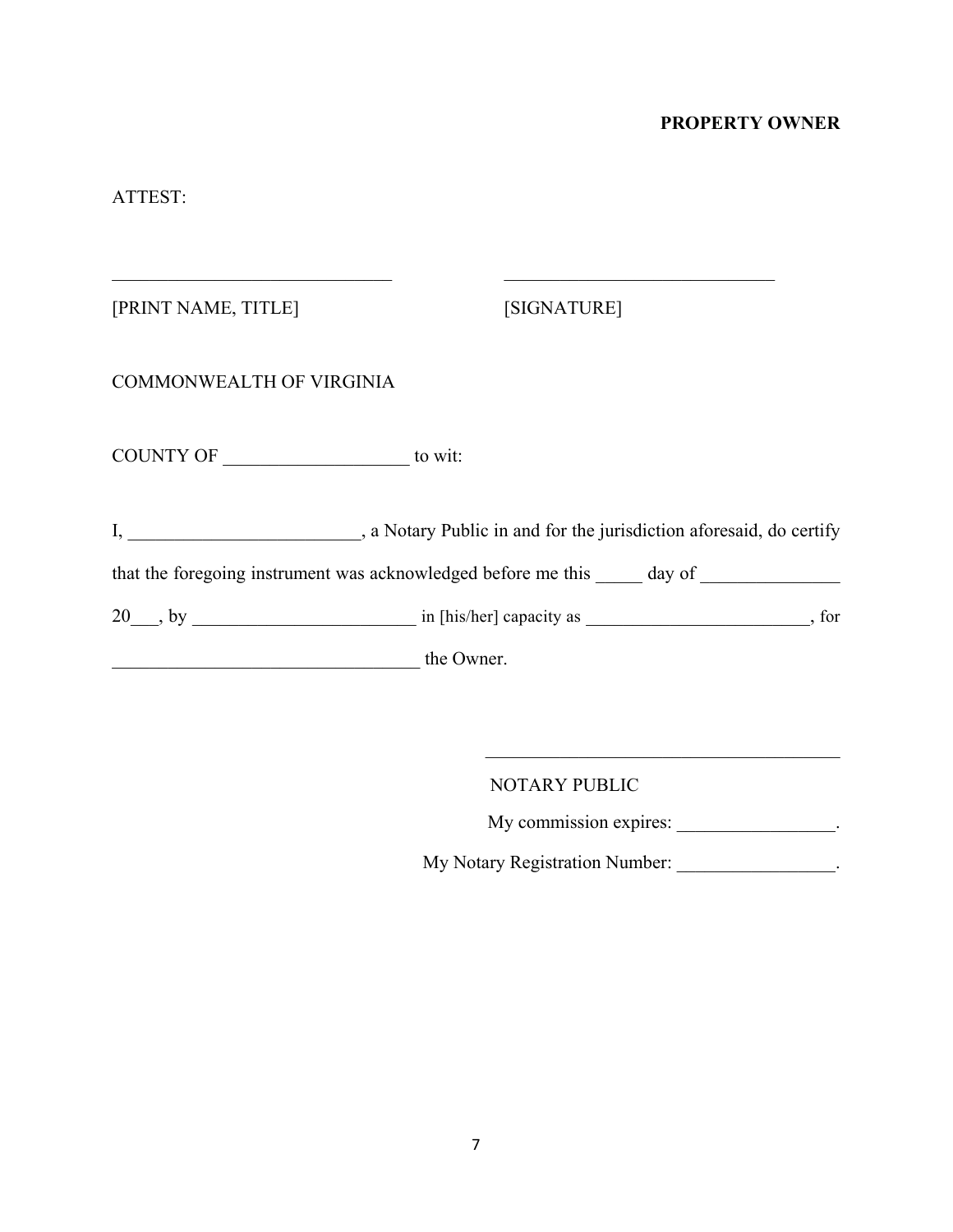**PROPERTY OWNER**

ATTEST:

______________________________ ______________________________

[PRINT NAME, TITLE] [SIGNATURE]

COMMONWEALTH OF VIRGINIA

COUNTY OF ____________________ to wit:

I, _________________________, a Notary Public in and for the jurisdiction aforesaid, do certify that the foregoing instrument was acknowledged before me this _____ day of _______________ 20___, by ________________________ in [his/her] capacity as ________________________, for ________________________________ the Owner.

______________________________________

NOTARY PUBLIC

My commission expires: _________________.

My Notary Registration Number: _________________.